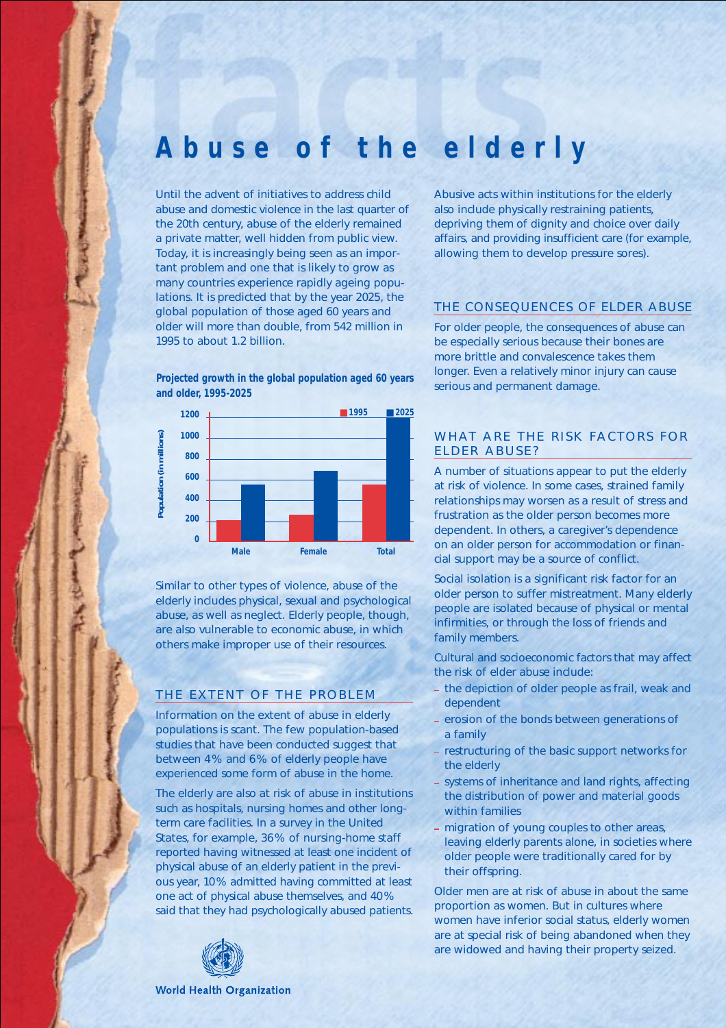# Abuse of the elderly

Until the advent of initiatives to address child abuse and domestic violence in the last quarter of the 20th century, abuse of the elderly remained a private matter, well hidden from public view. Today, it is increasingly being seen as an important problem and one that is likely to grow as many countries experience rapidly ageing populations. It is predicted that by the year 2025, the global population of those aged 60 years and older will more than double, from 542 million in 1995 to about 1.2 billion.

**Projected growth in the global population aged 60 years and older, 1995-2025**

Population (in millions)

1200
1000
800
600
400
200
0

Male Female Total

1995 2025

Similar to other types of violence, abuse of the elderly includes physical, sexual and psychological abuse, as well as neglect. Elderly people, though, are also vulnerable to economic abuse, in which others make improper use of their resources.

## THE EXTENT OF THE PROBLEM

Information on the extent of abuse in elderly populations is scant. The few population-based studies that have been conducted suggest that between 4% and 6% of elderly people have experienced some form of abuse in the home.

The elderly are also at risk of abuse in institutions such as hospitals, nursing homes and other long-term care facilities. In a survey in the United States, for example, 36% of nursing-home staff reported having witnessed at least one incident of physical abuse of an elderly patient in the previous year, 10% admitted having committed at least one act of physical abuse themselves, and 40% said that they had psychologically abused patients.

Abusive acts within institutions for the elderly also include physically restraining patients, depriving them of dignity and choice over daily affairs, and providing insufficient care (for example, allowing them to develop pressure sores).

## THE CONSEQUENCES OF ELDER ABUSE

For older people, the consequences of abuse can be especially serious because their bones are more brittle and convalescence takes them longer. Even a relatively minor injury can cause serious and permanent damage.

## WHAT ARE THE RISK FACTORS FOR ELDER ABUSE?

A number of situations appear to put the elderly at risk of violence. In some cases, strained family relationships may worsen as a result of stress and frustration as the older person becomes more dependent. In others, a caregiver's dependence on an older person for accommodation or financial support may be a source of conflict.

Social isolation is a significant risk factor for an older person to suffer mistreatment. Many elderly people are isolated because of physical or mental infirmities, or through the loss of friends and family members.

Cultural and socioeconomic factors that may affect the risk of elder abuse include:

- the depiction of older people as frail, weak and dependent
- erosion of the bonds between generations of a family
- restructuring of the basic support networks for the elderly
- systems of inheritance and land rights, affecting the distribution of power and material goods within families
- migration of young couples to other areas, leaving elderly parents alone, in societies where older people were traditionally cared for by their offspring.

Older men are at risk of abuse in about the same proportion as women. But in cultures where women have inferior social status, elderly women are at special risk of being abandoned when they are widowed and having their property seized.

World Health Organization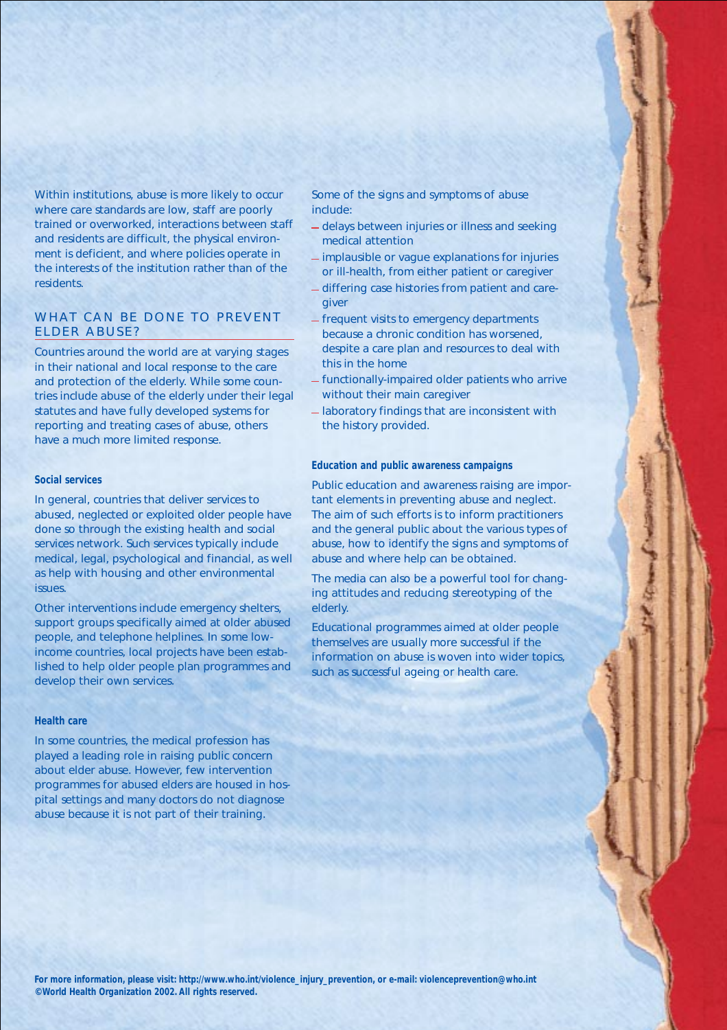Within institutions, abuse is more likely to occur where care standards are low, staff are poorly trained or overworked, interactions between staff and residents are difficult, the physical environment is deficient, and where policies operate in the interests of the institution rather than of the residents.

## WHAT CAN BE DONE TO PREVENT ELDER ABUSE?

Countries around the world are at varying stages in their national and local response to the care and protection of the elderly. While some countries include abuse of the elderly under their legal statutes and have fully developed systems for reporting and treating cases of abuse, others have a much more limited response.

### Social services

In general, countries that deliver services to abused, neglected or exploited older people have done so through the existing health and social services network. Such services typically include medical, legal, psychological and financial, as well as help with housing and other environmental issues.

Other interventions include emergency shelters, support groups specifically aimed at older abused people, and telephone helplines. In some low-income countries, local projects have been established to help older people plan programmes and develop their own services.

### Health care

In some countries, the medical profession has played a leading role in raising public concern about elder abuse. However, few intervention programmes for abused elders are housed in hospital settings and many doctors do not diagnose abuse because it is not part of their training.

Some of the signs and symptoms of abuse include:

- delays between injuries or illness and seeking medical attention
- implausible or vague explanations for injuries or ill-health, from either patient or caregiver
- differing case histories from patient and caregiver
- frequent visits to emergency departments because a chronic condition has worsened, despite a care plan and resources to deal with this in the home
- functionally-impaired older patients who arrive without their main caregiver
- laboratory findings that are inconsistent with the history provided.

### Education and public awareness campaigns

Public education and awareness raising are important elements in preventing abuse and neglect. The aim of such efforts is to inform practitioners and the general public about the various types of abuse, how to identify the signs and symptoms of abuse and where help can be obtained.

The media can also be a powerful tool for changing attitudes and reducing stereotyping of the elderly.

Educational programmes aimed at older people themselves are usually more successful if the information on abuse is woven into wider topics, such as successful ageing or health care.

**For more information, please visit: http://www.who.int/violence_injury_prevention, or e-mail: violenceprevention@who.int**
**©World Health Organization 2002. All rights reserved.**